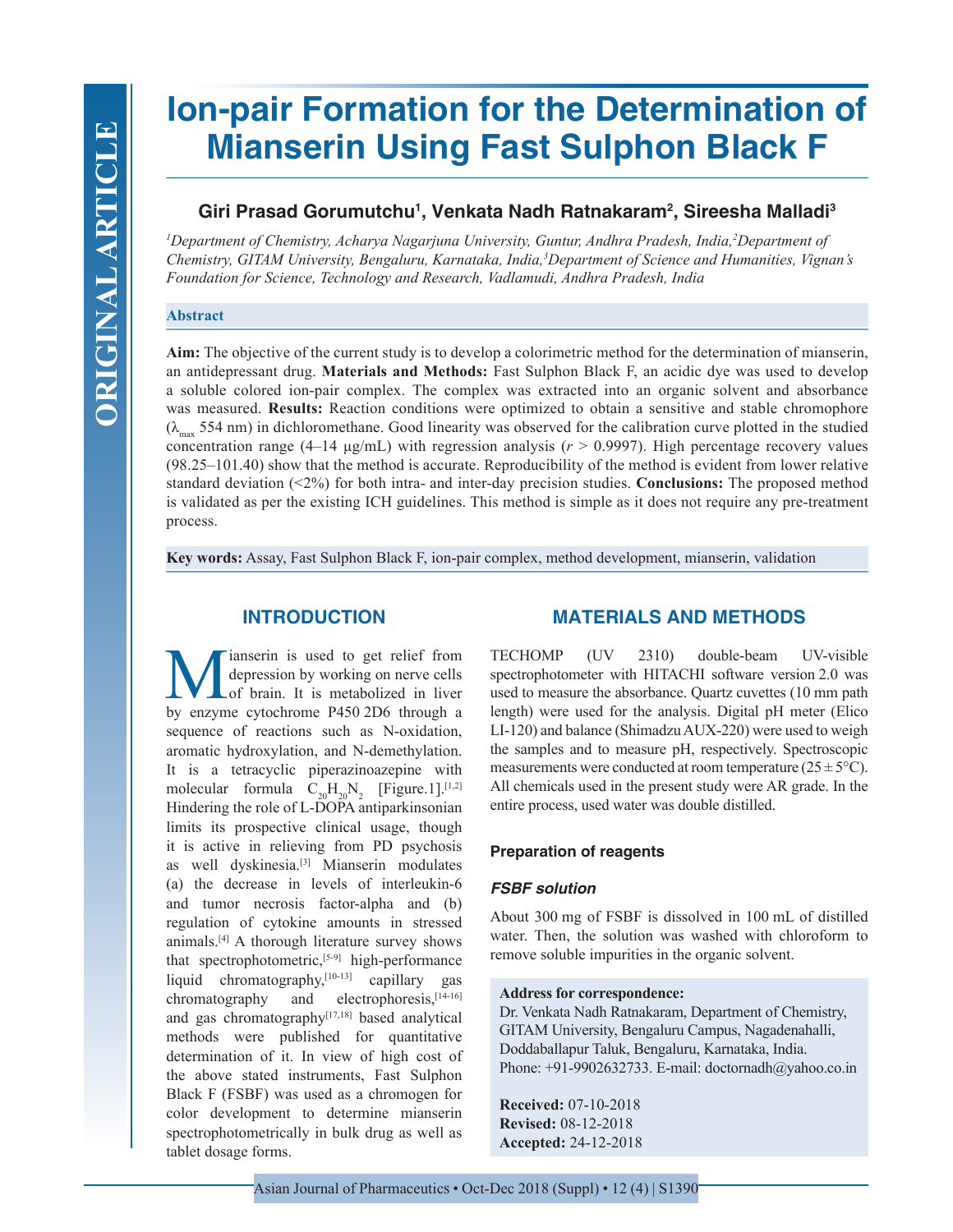# Ion-pair Formation for the Determination of Mianserin Using Fast Sulphon Black F

**Giri Prasad Gorumutchu[1], Venkata Nadh Ratnakaram[2], Sireesha Malladi[3]**

*[1]Department of Chemistry, Acharya Nagarjuna University, Guntur, Andhra Pradesh, India, [2]Department of Chemistry, GITAM University, Bengaluru, Karnataka, India, [3]Department of Science and Humanities, Vignan's Foundation for Science, Technology and Research, Vadlamudi, Andhra Pradesh, India*

## Abstract

**Aim:** The objective of the current study is to develop a colorimetric method for the determination of mianserin, an antidepressant drug. **Materials and Methods:** Fast Sulphon Black F, an acidic dye was used to develop a soluble colored ion-pair complex. The complex was extracted into an organic solvent and absorbance was measured. **Results:** Reaction conditions were optimized to obtain a sensitive and stable chromophore ($\lambda_{max}$ 554 nm) in dichloromethane. Good linearity was observed for the calibration curve plotted in the studied concentration range (4–14 µg/mL) with regression analysis ($r > 0.9997$). High percentage recovery values (98.25–101.40) show that the method is accurate. Reproducibility of the method is evident from lower relative standard deviation (<2%) for both intra- and inter-day precision studies. **Conclusions:** The proposed method is validated as per the existing ICH guidelines. This method is simple as it does not require any pre-treatment process.

**Key words:** Assay, Fast Sulphon Black F, ion-pair complex, method development, mianserin, validation

## INTRODUCTION

Mianserin is used to get relief from depression by working on nerve cells of brain. It is metabolized in liver by enzyme cytochrome P450 2D6 through a sequence of reactions such as N-oxidation, aromatic hydroxylation, and N-demethylation. It is a tetracyclic piperazinoazepine with molecular formula $C_{20}H_{20}N_2$ [Figure.1].[1,2] Hindering the role of L-DOPA antiparkinsonian limits its prospective clinical usage, though it is active in relieving from PD psychosis as well dyskinesia.[3] Mianserin modulates (a) the decrease in levels of interleukin-6 and tumor necrosis factor-alpha and (b) regulation of cytokine amounts in stressed animals.[4] A thorough literature survey shows that spectrophotometric,[5-9] high-performance liquid chromatography,[10-13] capillary gas chromatography and electrophoresis,[14-16] and gas chromatography[17,18] based analytical methods were published for quantitative determination of it. In view of high cost of the above stated instruments, Fast Sulphon Black F (FSBF) was used as a chromogen for color development to determine mianserin spectrophotometrically in bulk drug as well as tablet dosage forms.

## MATERIALS AND METHODS

TECHOMP (UV 2310) double-beam UV-visible spectrophotometer with HITACHI software version 2.0 was used to measure the absorbance. Quartz cuvettes (10 mm path length) were used for the analysis. Digital pH meter (Elico LI-120) and balance (Shimadzu AUX-220) were used to weigh the samples and to measure pH, respectively. Spectroscopic measurements were conducted at room temperature (25 ± 5°C). All chemicals used in the present study were AR grade. In the entire process, used water was double distilled.

### Preparation of reagents

#### *FSBF solution*

About 300 mg of FSBF is dissolved in 100 mL of distilled water. Then, the solution was washed with chloroform to remove soluble impurities in the organic solvent.

**Address for correspondence:**
Dr. Venkata Nadh Ratnakaram, Department of Chemistry, GITAM University, Bengaluru Campus, Nagadenahalli, Doddaballapur Taluk, Bengaluru, Karnataka, India. Phone: +91-9902632733. E-mail: doctornadh@yahoo.co.in

**Received:** 07-10-2018
**Revised:** 08-12-2018
**Accepted:** 24-12-2018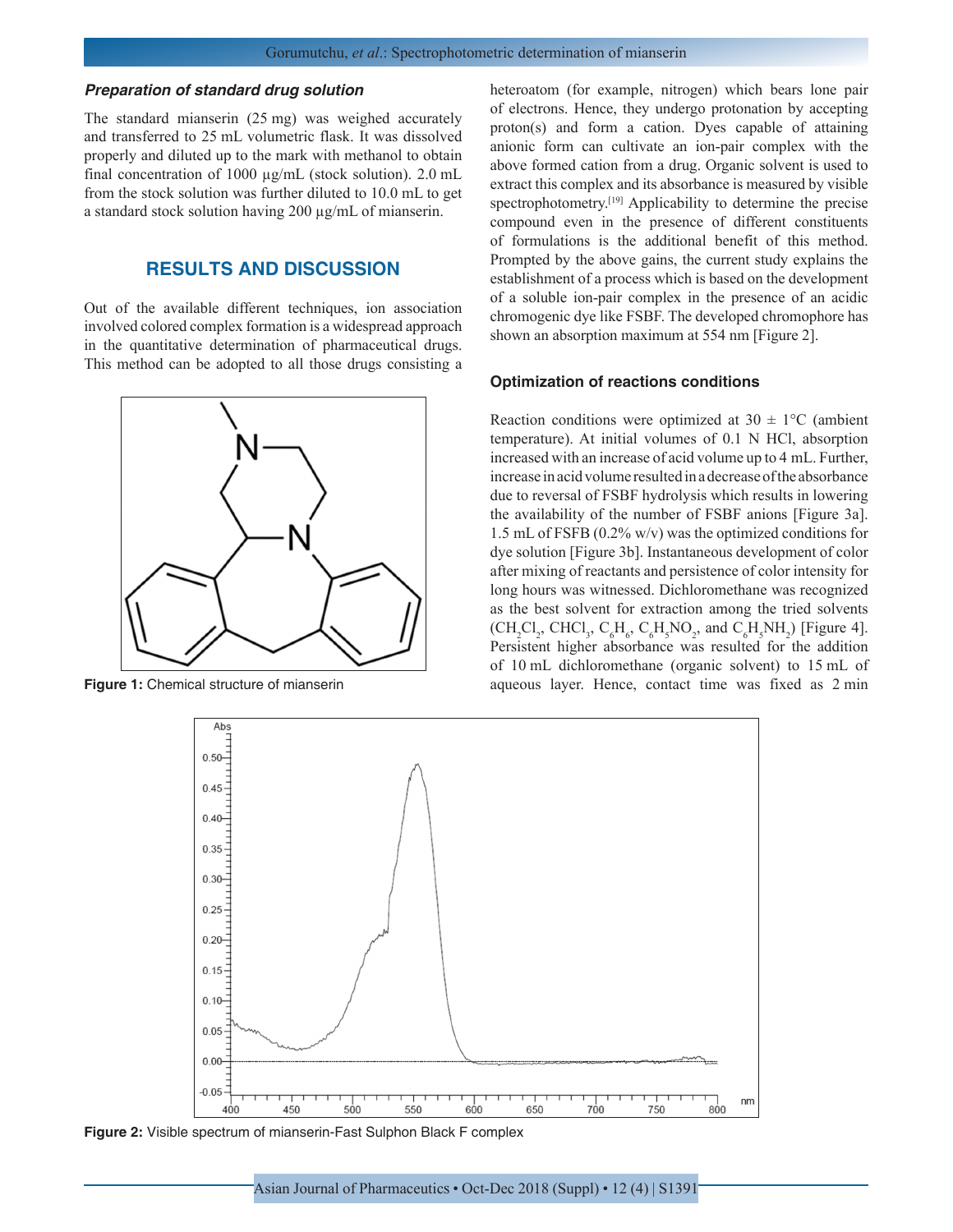### *Preparation of standard drug solution*

The standard mianserin (25 mg) was weighed accurately and transferred to 25 mL volumetric flask. It was dissolved properly and diluted up to the mark with methanol to obtain final concentration of 1000 µg/mL (stock solution). 2.0 mL from the stock solution was further diluted to 10.0 mL to get a standard stock solution having 200 µg/mL of mianserin.

## RESULTS AND DISCUSSION

Out of the available different techniques, ion association involved colored complex formation is a widespread approach in the quantitative determination of pharmaceutical drugs. This method can be adopted to all those drugs consisting a heteroatom (for example, nitrogen) which bears lone pair of electrons. Hence, they undergo protonation by accepting proton(s) and form a cation. Dyes capable of attaining anionic form can cultivate an ion-pair complex with the above formed cation from a drug. Organic solvent is used to extract this complex and its absorbance is measured by visible spectrophotometry.[19] Applicability to determine the precise compound even in the presence of different constituents of formulations is the additional benefit of this method. Prompted by the above gains, the current study explains the establishment of a process which is based on the development of a soluble ion-pair complex in the presence of an acidic chromogenic dye like FSBF. The developed chromophore has shown an absorption maximum at 554 nm [Figure 2].

**Figure 1:** Chemical structure of mianserin

### Optimization of reactions conditions

Reaction conditions were optimized at 30 ± 1°C (ambient temperature). At initial volumes of 0.1 N HCl, absorption increased with an increase of acid volume up to 4 mL. Further, increase in acid volume resulted in a decrease of the absorbance due to reversal of FSBF hydrolysis which results in lowering the availability of the number of FSBF anions [Figure 3a]. 1.5 mL of FSFB (0.2% w/v) was the optimized conditions for dye solution [Figure 3b]. Instantaneous development of color after mixing of reactants and persistence of color intensity for long hours was witnessed. Dichloromethane was recognized as the best solvent for extraction among the tried solvents ($CH_2Cl_2$, $CHCl_3$, $C_6H_6$, $C_6H_5NO_2$, and $C_6H_5NH_2$) [Figure 4]. Persistent higher absorbance was resulted for the addition of 10 mL dichloromethane (organic solvent) to 15 mL of aqueous layer. Hence, contact time was fixed as 2 min

**Figure 2:** Visible spectrum of mianserin-Fast Sulphon Black F complex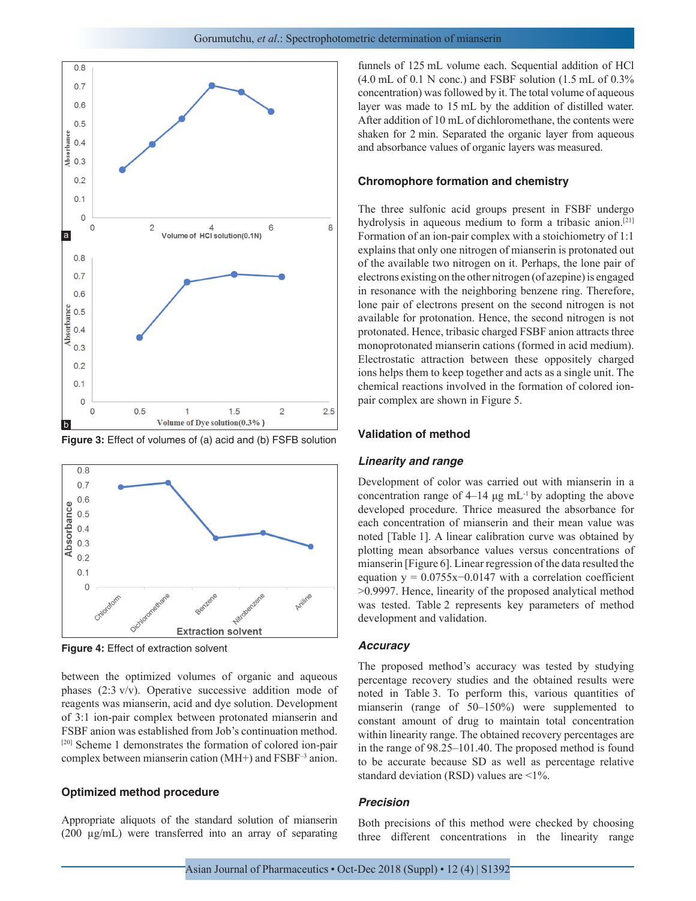Figure 3: Effect of volumes of (a) acid and (b) FSFB solution

Figure 4: Effect of extraction solvent

between the optimized volumes of organic and aqueous phases (2:3 v/v). Operative successive addition mode of reagents was mianserin, acid and dye solution. Development of 3:1 ion-pair complex between protonated mianserin and FSBF anion was established from Job's continuation method.[20] Scheme 1 demonstrates the formation of colored ion-pair complex between mianserin cation (MH+) and $FSBF^{-3}$ anion.

## Optimized method procedure

Appropriate aliquots of the standard solution of mianserin (200 µg/mL) were transferred into an array of separating funnels of 125 mL volume each. Sequential addition of HCl (4.0 mL of 0.1 N conc.) and FSBF solution (1.5 mL of 0.3% concentration) was followed by it. The total volume of aqueous layer was made to 15 mL by the addition of distilled water. After addition of 10 mL of dichloromethane, the contents were shaken for 2 min. Separated the organic layer from aqueous and absorbance values of organic layers was measured.

## Chromophore formation and chemistry

The three sulfonic acid groups present in FSBF undergo hydrolysis in aqueous medium to form a tribasic anion.[21] Formation of an ion-pair complex with a stoichiometry of 1:1 explains that only one nitrogen of mianserin is protonated out of the available two nitrogen on it. Perhaps, the lone pair of electrons existing on the other nitrogen (of azepine) is engaged in resonance with the neighboring benzene ring. Therefore, lone pair of electrons present on the second nitrogen is not available for protonation. Hence, the second nitrogen is not protonated. Hence, tribasic charged FSBF anion attracts three monoprotonated mianserin cations (formed in acid medium). Electrostatic attraction between these oppositely charged ions helps them to keep together and acts as a single unit. The chemical reactions involved in the formation of colored ion-pair complex are shown in Figure 5.

## Validation of method

### *Linearity and range*

Development of color was carried out with mianserin in a concentration range of 4–14 µg $mL^{-1}$ by adopting the above developed procedure. Thrice measured the absorbance for each concentration of mianserin and their mean value was noted [Table 1]. A linear calibration curve was obtained by plotting mean absorbance values versus concentrations of mianserin [Figure 6]. Linear regression of the data resulted the equation $y = 0.0755x - 0.0147$ with a correlation coefficient >0.9997. Hence, linearity of the proposed analytical method was tested. Table 2 represents key parameters of method development and validation.

### *Accuracy*

The proposed method's accuracy was tested by studying percentage recovery studies and the obtained results were noted in Table 3. To perform this, various quantities of mianserin (range of 50–150%) were supplemented to constant amount of drug to maintain total concentration within linearity range. The obtained recovery percentages are in the range of 98.25–101.40. The proposed method is found to be accurate because SD as well as percentage relative standard deviation (RSD) values are <1%.

### *Precision*

Both precisions of this method were checked by choosing three different concentrations in the linearity range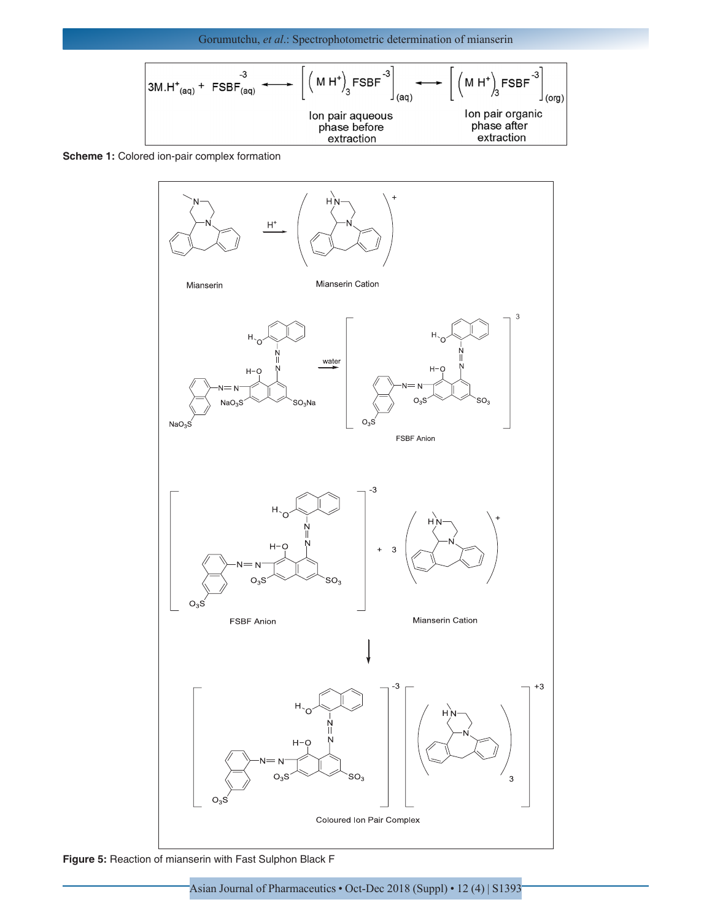$$3M.H^{+}_{(aq)} + FSBF^{-3}_{(aq)} \longleftrightarrow \left[\left(M\,H^{+}\right)_3 FSBF^{-3}\right]_{(aq)} \longleftrightarrow \left[\left(M\,H^{+}\right)_3 FSBF^{-3}\right]_{(org)}$$

Ion pair aqueous phase before extraction — Ion pair organic phase after extraction

**Scheme 1:** Colored ion-pair complex formation

**Figure 5:** Reaction of mianserin with Fast Sulphon Black F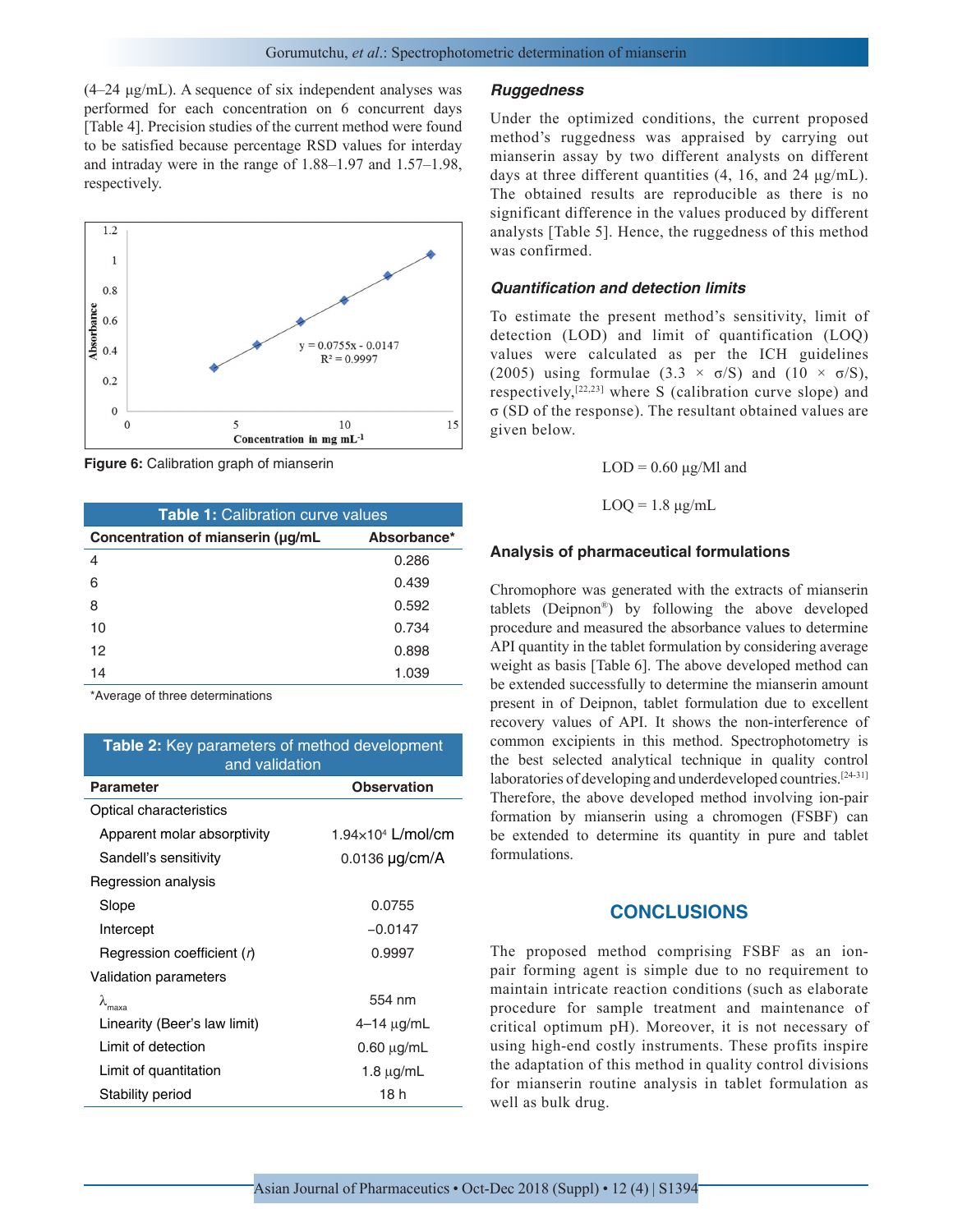(4–24 μg/mL). A sequence of six independent analyses was performed for each concentration on 6 concurrent days [Table 4]. Precision studies of the current method were found to be satisfied because percentage RSD values for interday and intraday were in the range of 1.88–1.97 and 1.57–1.98, respectively.

Figure 6: Calibration graph of mianserin

**Table 1:** Calibration curve values

| Concentration of mianserin (μg/mL | Absorbance* |
|---|---|
| 4 | 0.286 |
| 6 | 0.439 |
| 8 | 0.592 |
| 10 | 0.734 |
| 12 | 0.898 |
| 14 | 1.039 |

*Average of three determinations

**Table 2:** Key parameters of method development and validation

| Parameter | Observation |
|---|---|
| Optical characteristics | |
| Apparent molar absorptivity | $1.94\times10^4$ L/mol/cm |
| Sandell's sensitivity | 0.0136 μg/cm/A |
| Regression analysis | |
| Slope | 0.0755 |
| Intercept | −0.0147 |
| Regression coefficient (*r*) | 0.9997 |
| Validation parameters | |
| $\lambda_{maxa}$ | 554 nm |
| Linearity (Beer's law limit) | 4–14 μg/mL |
| Limit of detection | 0.60 μg/mL |
| Limit of quantitation | 1.8 μg/mL |
| Stability period | 18 h |

### *Ruggedness*

Under the optimized conditions, the current proposed method's ruggedness was appraised by carrying out mianserin assay by two different analysts on different days at three different quantities (4, 16, and 24 μg/mL). The obtained results are reproducible as there is no significant difference in the values produced by different analysts [Table 5]. Hence, the ruggedness of this method was confirmed.

### *Quantification and detection limits*

To estimate the present method's sensitivity, limit of detection (LOD) and limit of quantification (LOQ) values were calculated as per the ICH guidelines (2005) using formulae ($3.3 \times \sigma/S$) and ($10 \times \sigma/S$), respectively,[22,23] where S (calibration curve slope) and σ (SD of the response). The resultant obtained values are given below.

LOD = 0.60 μg/Ml and

LOQ = 1.8 μg/mL

### Analysis of pharmaceutical formulations

Chromophore was generated with the extracts of mianserin tablets (Deipnon®) by following the above developed procedure and measured the absorbance values to determine API quantity in the tablet formulation by considering average weight as basis [Table 6]. The above developed method can be extended successfully to determine the mianserin amount present in of Deipnon, tablet formulation due to excellent recovery values of API. It shows the non-interference of common excipients in this method. Spectrophotometry is the best selected analytical technique in quality control laboratories of developing and underdeveloped countries.[24-31] Therefore, the above developed method involving ion-pair formation by mianserin using a chromogen (FSBF) can be extended to determine its quantity in pure and tablet formulations.

## CONCLUSIONS

The proposed method comprising FSBF as an ion-pair forming agent is simple due to no requirement to maintain intricate reaction conditions (such as elaborate procedure for sample treatment and maintenance of critical optimum pH). Moreover, it is not necessary of using high-end costly instruments. These profits inspire the adaptation of this method in quality control divisions for mianserin routine analysis in tablet formulation as well as bulk drug.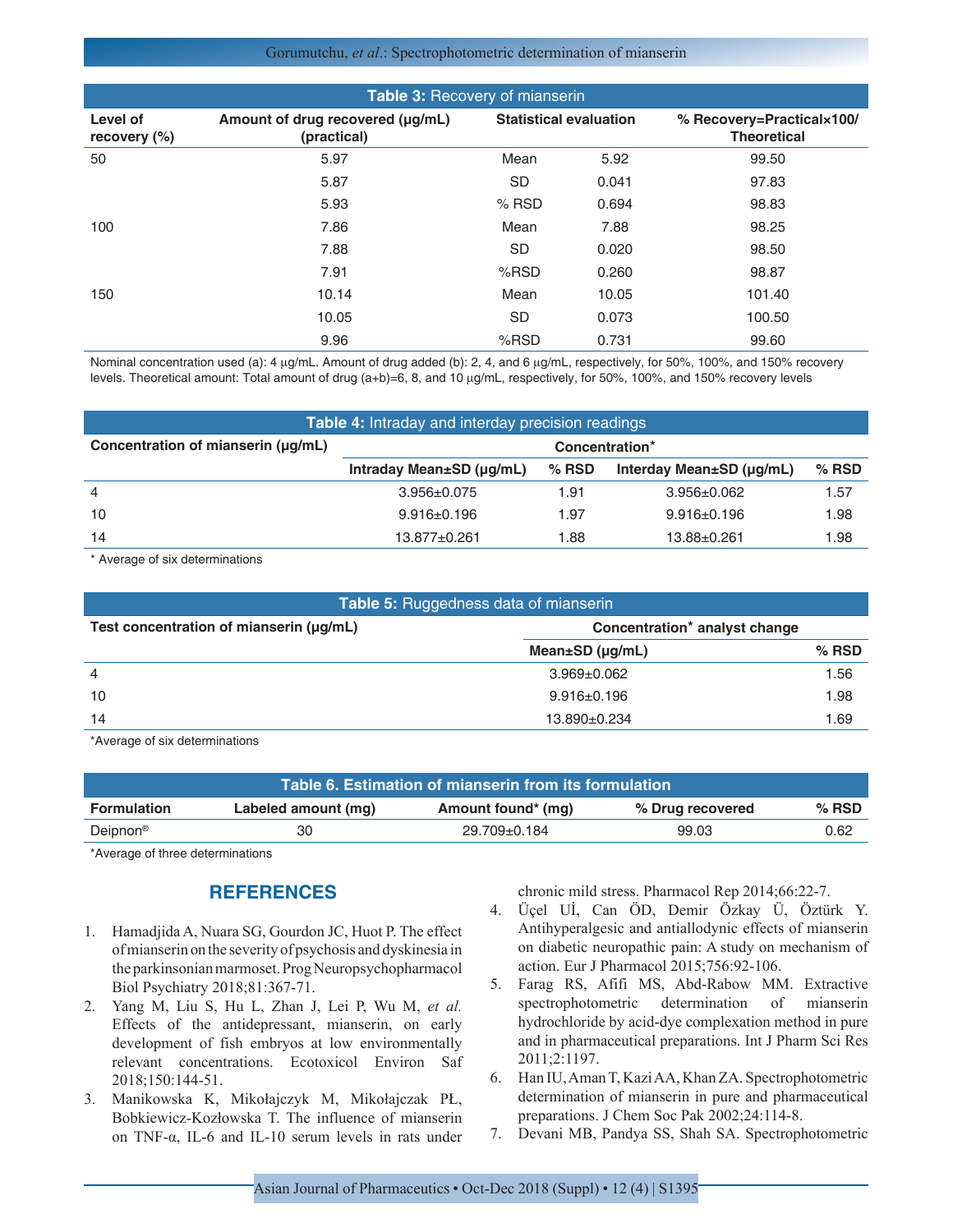**Table 3:** Recovery of mianserin

| Level of recovery (%) | Amount of drug recovered (µg/mL) (practical) | Statistical evaluation | | % Recovery=Practical×100/ Theoretical |
|---|---|---|---|---|
| 50 | 5.97 | Mean | 5.92 | 99.50 |
| | 5.87 | SD | 0.041 | 97.83 |
| | 5.93 | % RSD | 0.694 | 98.83 |
| 100 | 7.86 | Mean | 7.88 | 98.25 |
| | 7.88 | SD | 0.020 | 98.50 |
| | 7.91 | %RSD | 0.260 | 98.87 |
| 150 | 10.14 | Mean | 10.05 | 101.40 |
| | 10.05 | SD | 0.073 | 100.50 |
| | 9.96 | %RSD | 0.731 | 99.60 |

Nominal concentration used (a): 4 µg/mL. Amount of drug added (b): 2, 4, and 6 µg/mL, respectively, for 50%, 100%, and 150% recovery levels. Theoretical amount: Total amount of drug (a+b)=6, 8, and 10 µg/mL, respectively, for 50%, 100%, and 150% recovery levels

**Table 4:** Intraday and interday precision readings

| Concentration of mianserin (µg/mL) | Concentration* | | | |
|---|---|---|---|---|
| | Intraday Mean±SD (µg/mL) | % RSD | Interday Mean±SD (µg/mL) | % RSD |
| 4 | 3.956±0.075 | 1.91 | 3.956±0.062 | 1.57 |
| 10 | 9.916±0.196 | 1.97 | 9.916±0.196 | 1.98 |
| 14 | 13.877±0.261 | 1.88 | 13.88±0.261 | 1.98 |

\* Average of six determinations

**Table 5:** Ruggedness data of mianserin

| Test concentration of mianserin (µg/mL) | Concentration* analyst change | |
|---|---|---|
| | Mean±SD (µg/mL) | % RSD |
| 4 | 3.969±0.062 | 1.56 |
| 10 | 9.916±0.196 | 1.98 |
| 14 | 13.890±0.234 | 1.69 |

\*Average of six determinations

**Table 6. Estimation of mianserin from its formulation**

| Formulation | Labeled amount (mg) | Amount found* (mg) | % Drug recovered | % RSD |
|---|---|---|---|---|
| Deipnon® | 30 | 29.709±0.184 | 99.03 | 0.62 |

\*Average of three determinations

## REFERENCES

1. Hamadjida A, Nuara SG, Gourdon JC, Huot P. The effect of mianserin on the severity of psychosis and dyskinesia in the parkinsonian marmoset. Prog Neuropsychopharmacol Biol Psychiatry 2018;81:367-71.
2. Yang M, Liu S, Hu L, Zhan J, Lei P, Wu M, *et al.* Effects of the antidepressant, mianserin, on early development of fish embryos at low environmentally relevant concentrations. Ecotoxicol Environ Saf 2018;150:144-51.
3. Manikowska K, Mikołajczyk M, Mikołajczak PŁ, Bobkiewicz-Kozłowska T. The influence of mianserin on TNF-α, IL-6 and IL-10 serum levels in rats under chronic mild stress. Pharmacol Rep 2014;66:22-7.
4. Üçel Uİ, Can ÖD, Demir Özkay Ü, Öztürk Y. Antihyperalgesic and antiallodynic effects of mianserin on diabetic neuropathic pain: A study on mechanism of action. Eur J Pharmacol 2015;756:92-106.
5. Farag RS, Afifi MS, Abd-Rabow MM. Extractive spectrophotometric determination of mianserin hydrochloride by acid-dye complexation method in pure and in pharmaceutical preparations. Int J Pharm Sci Res 2011;2:1197.
6. Han IU, Aman T, Kazi AA, Khan ZA. Spectrophotometric determination of mianserin in pure and pharmaceutical preparations. J Chem Soc Pak 2002;24:114-8.
7. Devani MB, Pandya SS, Shah SA. Spectrophotometric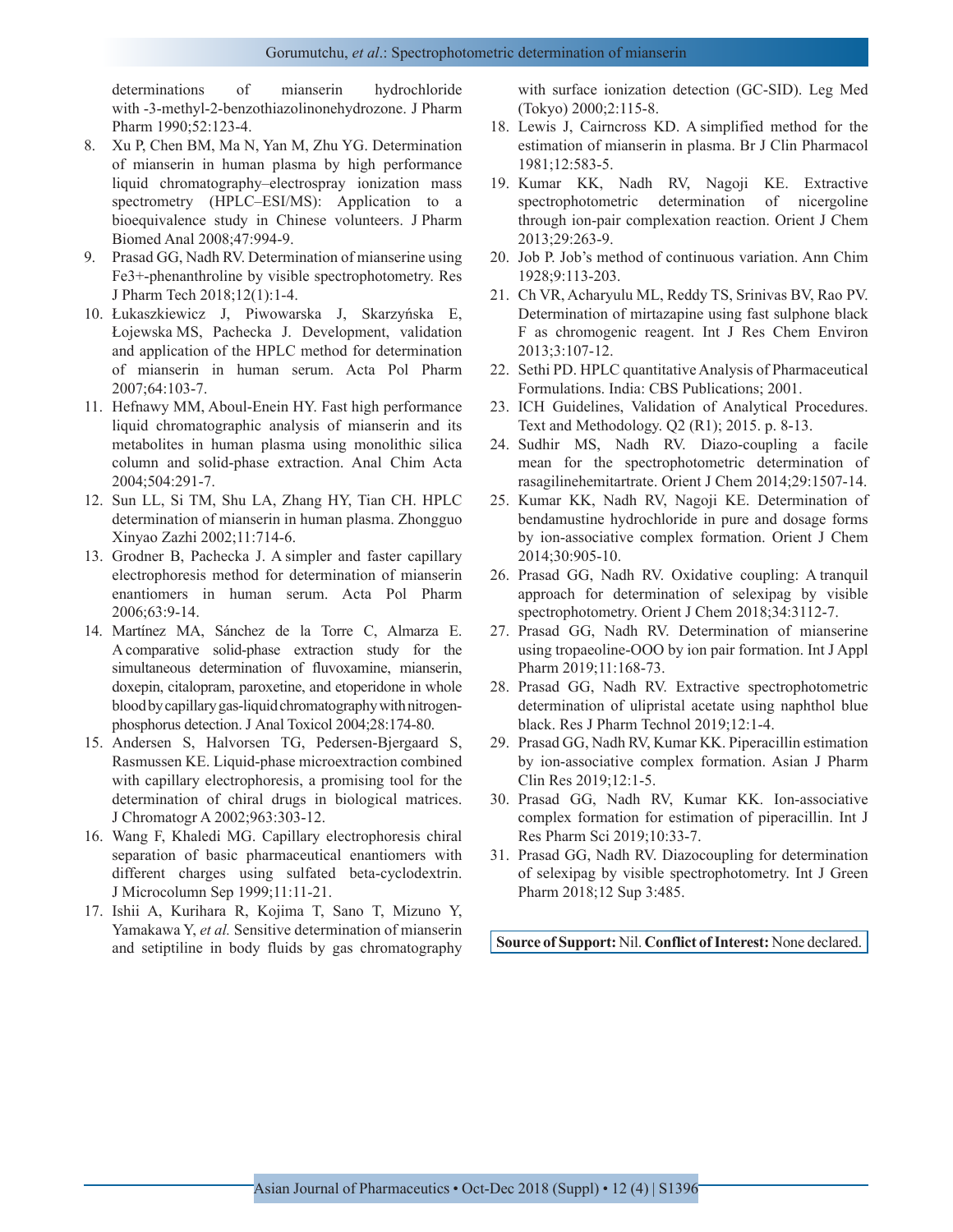determinations of mianserin hydrochloride with -3-methyl-2-benzothiazolinonehydrozone. J Pharm Pharm 1990;52:123-4.

8. Xu P, Chen BM, Ma N, Yan M, Zhu YG. Determination of mianserin in human plasma by high performance liquid chromatography–electrospray ionization mass spectrometry (HPLC–ESI/MS): Application to a bioequivalence study in Chinese volunteers. J Pharm Biomed Anal 2008;47:994-9.
9. Prasad GG, Nadh RV. Determination of mianserine using Fe3+-phenanthroline by visible spectrophotometry. Res J Pharm Tech 2018;12(1):1-4.
10. Łukaszkiewicz J, Piwowarska J, Skarzyńska E, Łojewska MS, Pachecka J. Development, validation and application of the HPLC method for determination of mianserin in human serum. Acta Pol Pharm 2007;64:103-7.
11. Hefnawy MM, Aboul-Enein HY. Fast high performance liquid chromatographic analysis of mianserin and its metabolites in human plasma using monolithic silica column and solid-phase extraction. Anal Chim Acta 2004;504:291-7.
12. Sun LL, Si TM, Shu LA, Zhang HY, Tian CH. HPLC determination of mianserin in human plasma. Zhongguo Xinyao Zazhi 2002;11:714-6.
13. Grodner B, Pachecka J. A simpler and faster capillary electrophoresis method for determination of mianserin enantiomers in human serum. Acta Pol Pharm 2006;63:9-14.
14. Martínez MA, Sánchez de la Torre C, Almarza E. A comparative solid-phase extraction study for the simultaneous determination of fluvoxamine, mianserin, doxepin, citalopram, paroxetine, and etoperidone in whole blood by capillary gas-liquid chromatography with nitrogen-phosphorus detection. J Anal Toxicol 2004;28:174-80.
15. Andersen S, Halvorsen TG, Pedersen-Bjergaard S, Rasmussen KE. Liquid-phase microextraction combined with capillary electrophoresis, a promising tool for the determination of chiral drugs in biological matrices. J Chromatogr A 2002;963:303-12.
16. Wang F, Khaledi MG. Capillary electrophoresis chiral separation of basic pharmaceutical enantiomers with different charges using sulfated beta-cyclodextrin. J Microcolumn Sep 1999;11:11-21.
17. Ishii A, Kurihara R, Kojima T, Sano T, Mizuno Y, Yamakawa Y, *et al.* Sensitive determination of mianserin and setiptiline in body fluids by gas chromatography with surface ionization detection (GC-SID). Leg Med (Tokyo) 2000;2:115-8.
18. Lewis J, Cairncross KD. A simplified method for the estimation of mianserin in plasma. Br J Clin Pharmacol 1981;12:583-5.
19. Kumar KK, Nadh RV, Nagoji KE. Extractive spectrophotometric determination of nicergoline through ion-pair complexation reaction. Orient J Chem 2013;29:263-9.
20. Job P. Job's method of continuous variation. Ann Chim 1928;9:113-203.
21. Ch VR, Acharyulu ML, Reddy TS, Srinivas BV, Rao PV. Determination of mirtazapine using fast sulphone black F as chromogenic reagent. Int J Res Chem Environ 2013;3:107-12.
22. Sethi PD. HPLC quantitative Analysis of Pharmaceutical Formulations. India: CBS Publications; 2001.
23. ICH Guidelines, Validation of Analytical Procedures. Text and Methodology. Q2 (R1); 2015. p. 8-13.
24. Sudhir MS, Nadh RV. Diazo-coupling a facile mean for the spectrophotometric determination of rasagilinehemitartrate. Orient J Chem 2014;29:1507-14.
25. Kumar KK, Nadh RV, Nagoji KE. Determination of bendamustine hydrochloride in pure and dosage forms by ion-associative complex formation. Orient J Chem 2014;30:905-10.
26. Prasad GG, Nadh RV. Oxidative coupling: A tranquil approach for determination of selexipag by visible spectrophotometry. Orient J Chem 2018;34:3112-7.
27. Prasad GG, Nadh RV. Determination of mianserine using tropaeoline-OOO by ion pair formation. Int J Appl Pharm 2019;11:168-73.
28. Prasad GG, Nadh RV. Extractive spectrophotometric determination of ulipristal acetate using naphthol blue black. Res J Pharm Technol 2019;12:1-4.
29. Prasad GG, Nadh RV, Kumar KK. Piperacillin estimation by ion-associative complex formation. Asian J Pharm Clin Res 2019;12:1-5.
30. Prasad GG, Nadh RV, Kumar KK. Ion-associative complex formation for estimation of piperacillin. Int J Res Pharm Sci 2019;10:33-7.
31. Prasad GG, Nadh RV. Diazocoupling for determination of selexipag by visible spectrophotometry. Int J Green Pharm 2018;12 Sup 3:485.

**Source of Support:** Nil. **Conflict of Interest:** None declared.